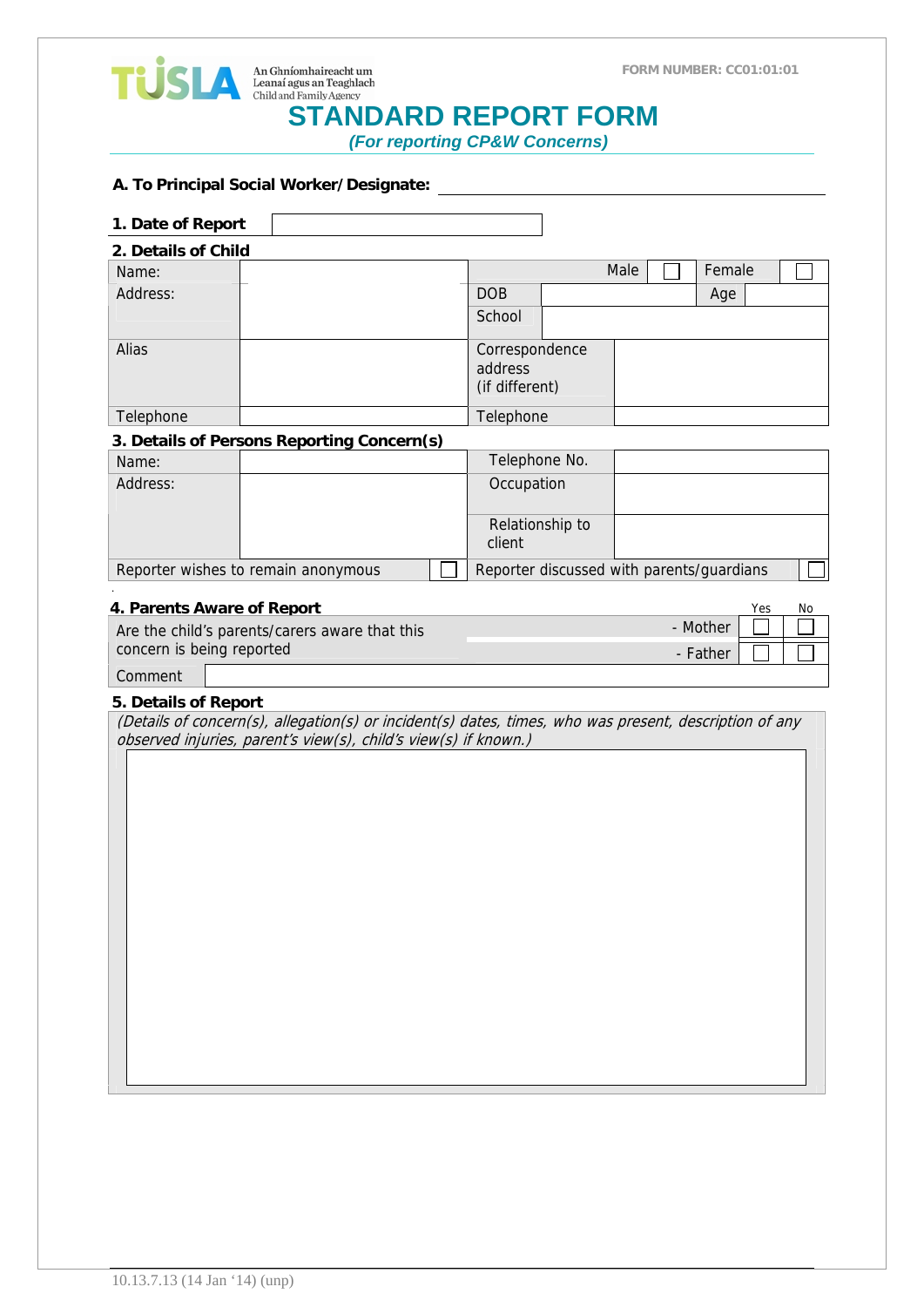TÚSLA An Ghníomhaireacht um Leanaí agus an Teaghlach Child and Family Agency

FORM NUMBER: CC01:01:01

# STANDARD REPORT FORM

***(For reporting CP&W Concerns)***

**A. To Principal Social Worker/Designate:** ______________________________

| **1. Date of Report** | |
|---|---|

**2. Details of Child**

| Name: | | Male ☐ | Female ☐ |
|---|---|---|---|
| Address: | | DOB | Age |
| | | School | |
| Alias | | Correspondence address (if different) | |
| Telephone | | Telephone | |

**3. Details of Persons Reporting Concern(s)**

| Name: | | Telephone No. | |
|---|---|---|---|
| Address: | | Occupation | |
| | | Relationship to client | |
| Reporter wishes to remain anonymous | ☐ | Reporter discussed with parents/guardians | ☐ |

**4. Parents Aware of Report**

| Are the child's parents/carers aware that this concern is being reported | | Yes | No |
|---|---|---|---|
| | - Mother | ☐ | ☐ |
| | - Father | ☐ | ☐ |
| Comment | | | |

**5. Details of Report**

*(Details of concern(s), allegation(s) or incident(s) dates, times, who was present, description of any observed injuries, parent's view(s), child's view(s) if known.)*

10.13.7.13 (14 Jan '14) (unp)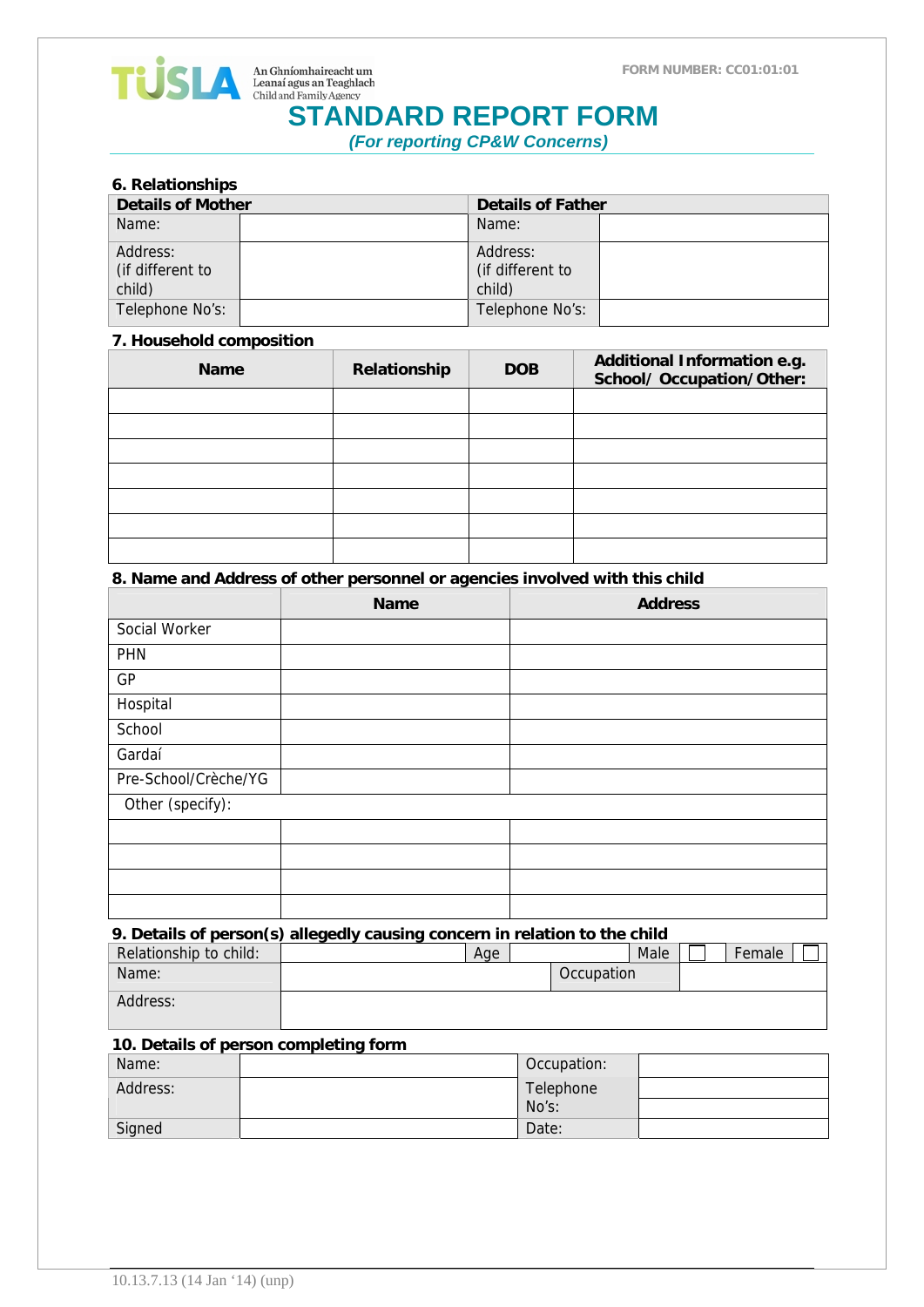FORM NUMBER: CC01:01:01

An Ghníomhaireacht um Leanaí agus an Teaghlach
Child and Family Agency

# STANDARD REPORT FORM

*(For reporting CP&W Concerns)*

### 6. Relationships

| Details of Mother | | Details of Father | |
|---|---|---|---|
| Name: | | Name: | |
| Address: (if different to child) | | Address: (if different to child) | |
| Telephone No's: | | Telephone No's: | |

### 7. Household composition

| Name | Relationship | DOB | Additional Information e.g. School/ Occupation/Other: |
|---|---|---|---|
| | | | |
| | | | |
| | | | |
| | | | |
| | | | |
| | | | |
| | | | |

### 8. Name and Address of other personnel or agencies involved with this child

| | Name | Address |
|---|---|---|
| Social Worker | | |
| PHN | | |
| GP | | |
| Hospital | | |
| School | | |
| Gardaí | | |
| Pre-School/Crèche/YG | | |
| Other (specify): | | |
| | | |
| | | |
| | | |
| | | |

### 9. Details of person(s) allegedly causing concern in relation to the child

| | | | | | | | |
|---|---|---|---|---|---|---|---|
| Relationship to child: | | Age | | Male | ☐ | Female | ☐ |
| Name: | | | Occupation | | | | |
| Address: | | | | | | | |

### 10. Details of person completing form

| | | | |
|---|---|---|---|
| Name: | | Occupation: | |
| Address: | | Telephone No's: | |
| Signed | | Date: | |

10.13.7.13 (14 Jan '14) (unp)